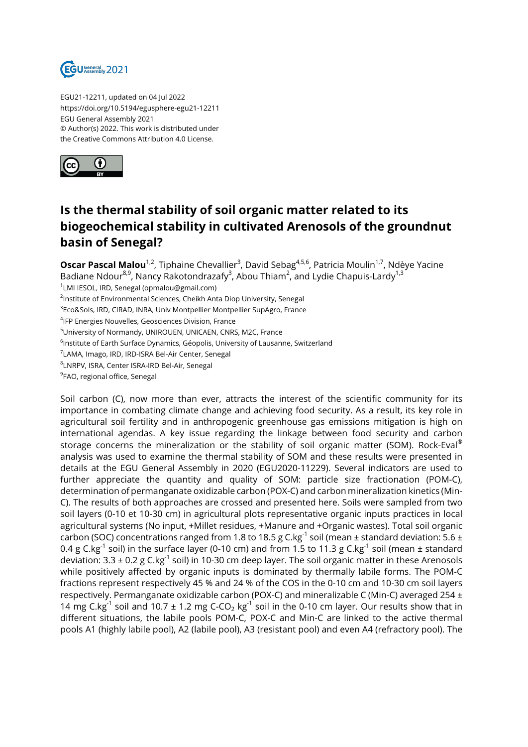EGU21-12211, updated on 04 Jul 2022
https://doi.org/10.5194/egusphere-egu21-12211
EGU General Assembly 2021
© Author(s) 2022. This work is distributed under
the Creative Commons Attribution 4.0 License.

# Is the thermal stability of soil organic matter related to its biogeochemical stability in cultivated Arenosols of the groundnut basin of Senegal?

**Oscar Pascal Malou**[1,2], Tiphaine Chevallier[3], David Sebag[4,5,6], Patricia Moulin[1,7], Ndèye Yacine Badiane Ndour[8,9], Nancy Rakotondrazafy[3], Abou Thiam[2], and Lydie Chapuis-Lardy[1,3]

[1]LMI IESOL, IRD, Senegal (opmalou@gmail.com)
[2]Institute of Environmental Sciences, Cheikh Anta Diop University, Senegal
[3]Eco&Sols, IRD, CIRAD, INRA, Univ Montpellier Montpellier SupAgro, France
[4]IFP Energies Nouvelles, Geosciences Division, France
[5]University of Normandy, UNIROUEN, UNICAEN, CNRS, M2C, France
[6]Institute of Earth Surface Dynamics, Géopolis, University of Lausanne, Switzerland
[7]LAMA, Imago, IRD, IRD-ISRA Bel-Air Center, Senegal
[8]LNRPV, ISRA, Center ISRA-IRD Bel-Air, Senegal
[9]FAO, regional office, Senegal

Soil carbon (C), now more than ever, attracts the interest of the scientific community for its importance in combating climate change and achieving food security. As a result, its key role in agricultural soil fertility and in anthropogenic greenhouse gas emissions mitigation is high on international agendas. A key issue regarding the linkage between food security and carbon storage concerns the mineralization or the stability of soil organic matter (SOM). Rock-Eval® analysis was used to examine the thermal stability of SOM and these results were presented in details at the EGU General Assembly in 2020 (EGU2020-11229). Several indicators are used to further appreciate the quantity and quality of SOM: particle size fractionation (POM-C), determination of permanganate oxidizable carbon (POX-C) and carbon mineralization kinetics (Min-C). The results of both approaches are crossed and presented here. Soils were sampled from two soil layers (0-10 et 10-30 cm) in agricultural plots representative organic inputs practices in local agricultural systems (No input, +Millet residues, +Manure and +Organic wastes). Total soil organic carbon (SOC) concentrations ranged from 1.8 to 18.5 g $C.kg^{-1}$ soil (mean ± standard deviation: 5.6 ± 0.4 g $C.kg^{-1}$ soil) in the surface layer (0-10 cm) and from 1.5 to 11.3 g $C.kg^{-1}$ soil (mean ± standard deviation: 3.3 ± 0.2 g $C.kg^{-1}$ soil) in 10-30 cm deep layer. The soil organic matter in these Arenosols while positively affected by organic inputs is dominated by thermally labile forms. The POM-C fractions represent respectively 45 % and 24 % of the COS in the 0-10 cm and 10-30 cm soil layers respectively. Permanganate oxidizable carbon (POX-C) and mineralizable C (Min-C) averaged 254 ± 14 mg $C.kg^{-1}$ soil and 10.7 ± 1.2 mg C-$CO_2$ $kg^{-1}$ soil in the 0-10 cm layer. Our results show that in different situations, the labile pools POM-C, POX-C and Min-C are linked to the active thermal pools A1 (highly labile pool), A2 (labile pool), A3 (resistant pool) and even A4 (refractory pool). The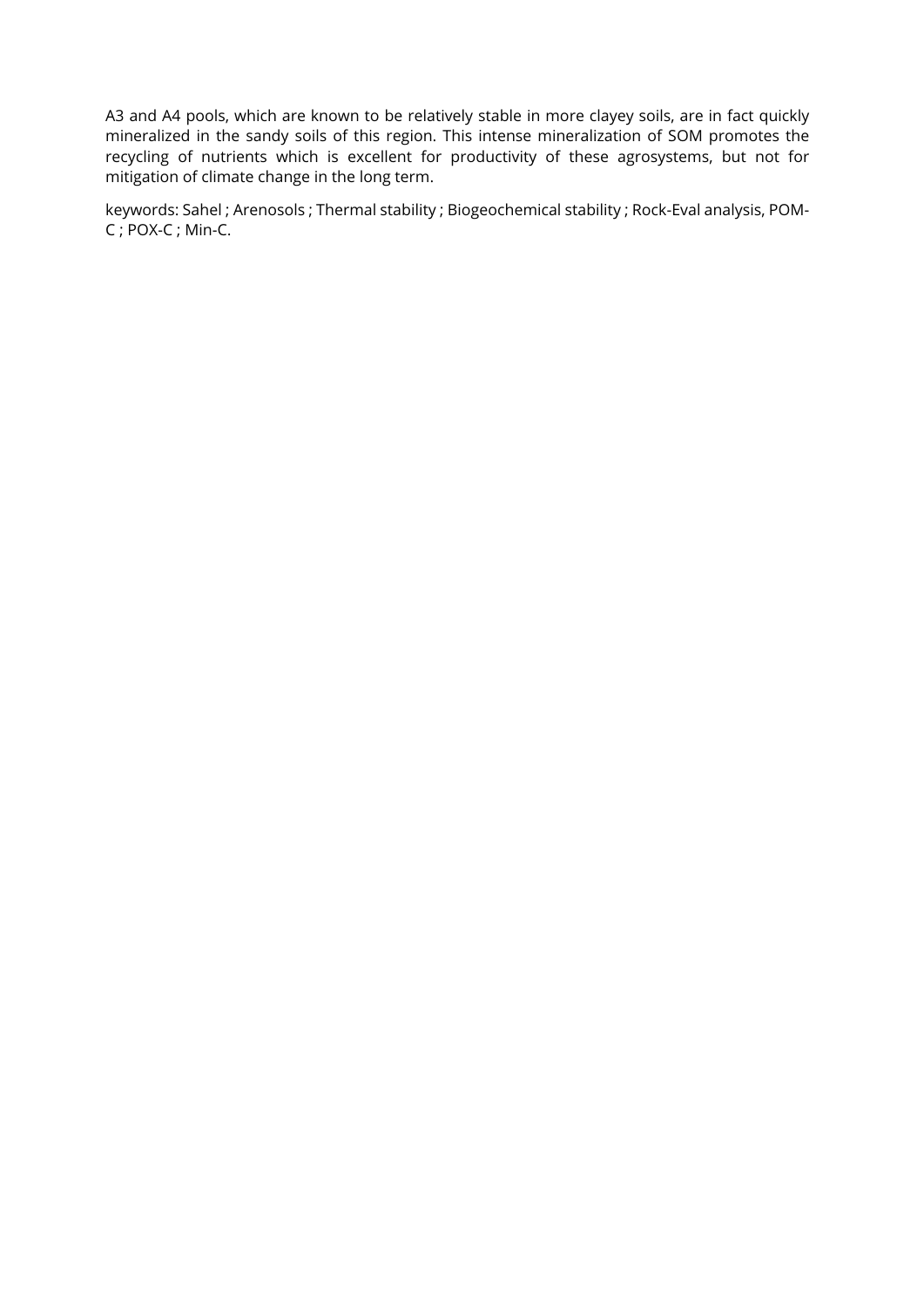A3 and A4 pools, which are known to be relatively stable in more clayey soils, are in fact quickly mineralized in the sandy soils of this region. This intense mineralization of SOM promotes the recycling of nutrients which is excellent for productivity of these agrosystems, but not for mitigation of climate change in the long term.

keywords: Sahel ; Arenosols ; Thermal stability ; Biogeochemical stability ; Rock-Eval analysis, POM-C ; POX-C ; Min-C.